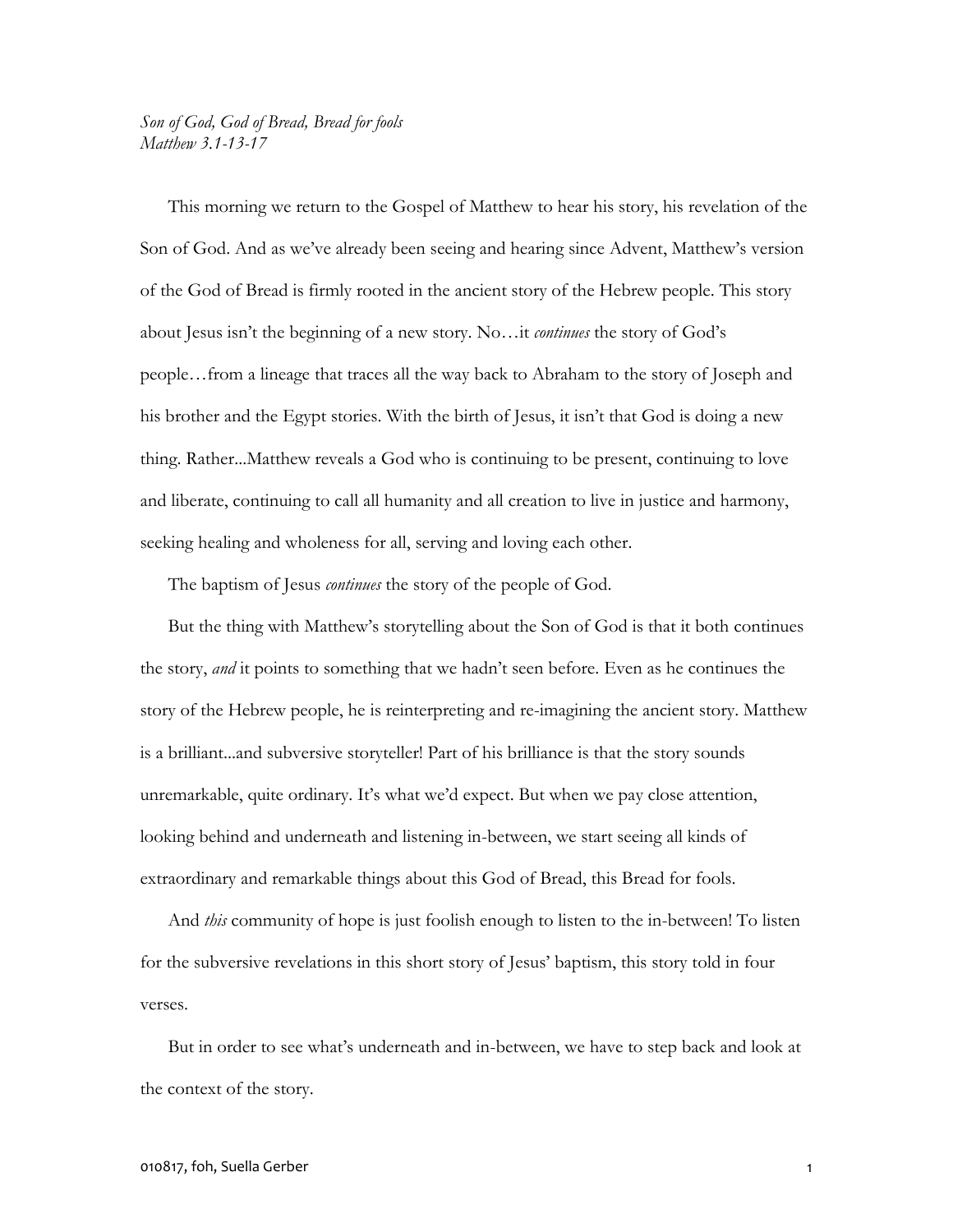*Son of God, God of Bread, Bread for fools*
*Matthew 3.1-13-17*

This morning we return to the Gospel of Matthew to hear his story, his revelation of the Son of God. And as we've already been seeing and hearing since Advent, Matthew's version of the God of Bread is firmly rooted in the ancient story of the Hebrew people. This story about Jesus isn't the beginning of a new story. No…it *continues* the story of God's people…from a lineage that traces all the way back to Abraham to the story of Joseph and his brother and the Egypt stories. With the birth of Jesus, it isn't that God is doing a new thing. Rather...Matthew reveals a God who is continuing to be present, continuing to love and liberate, continuing to call all humanity and all creation to live in justice and harmony, seeking healing and wholeness for all, serving and loving each other.

The baptism of Jesus *continues* the story of the people of God.

But the thing with Matthew's storytelling about the Son of God is that it both continues the story, *and* it points to something that we hadn't seen before. Even as he continues the story of the Hebrew people, he is reinterpreting and re-imagining the ancient story. Matthew is a brilliant...and subversive storyteller! Part of his brilliance is that the story sounds unremarkable, quite ordinary. It's what we'd expect. But when we pay close attention, looking behind and underneath and listening in-between, we start seeing all kinds of extraordinary and remarkable things about this God of Bread, this Bread for fools.

And *this* community of hope is just foolish enough to listen to the in-between! To listen for the subversive revelations in this short story of Jesus' baptism, this story told in four verses.

But in order to see what's underneath and in-between, we have to step back and look at the context of the story.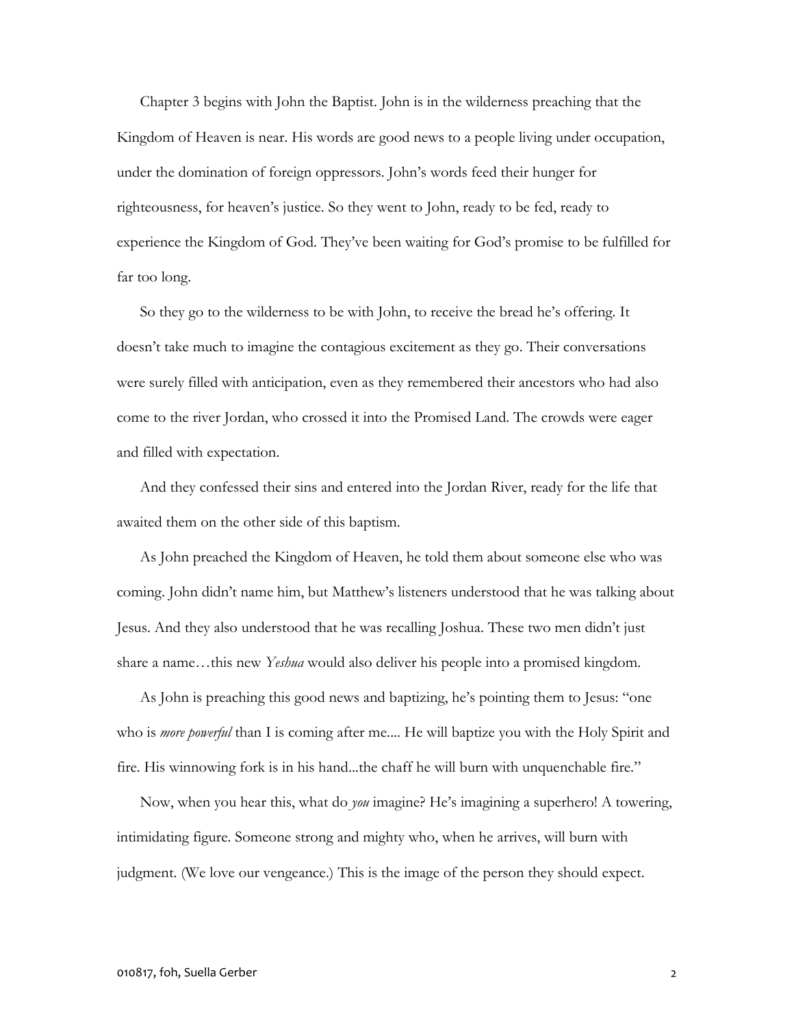Chapter 3 begins with John the Baptist. John is in the wilderness preaching that the Kingdom of Heaven is near. His words are good news to a people living under occupation, under the domination of foreign oppressors. John's words feed their hunger for righteousness, for heaven's justice. So they went to John, ready to be fed, ready to experience the Kingdom of God. They've been waiting for God's promise to be fulfilled for far too long.

So they go to the wilderness to be with John, to receive the bread he's offering. It doesn't take much to imagine the contagious excitement as they go. Their conversations were surely filled with anticipation, even as they remembered their ancestors who had also come to the river Jordan, who crossed it into the Promised Land. The crowds were eager and filled with expectation.

And they confessed their sins and entered into the Jordan River, ready for the life that awaited them on the other side of this baptism.

As John preached the Kingdom of Heaven, he told them about someone else who was coming. John didn't name him, but Matthew's listeners understood that he was talking about Jesus. And they also understood that he was recalling Joshua. These two men didn't just share a name…this new *Yeshua* would also deliver his people into a promised kingdom.

As John is preaching this good news and baptizing, he's pointing them to Jesus: "one who is *more powerful* than I is coming after me.... He will baptize you with the Holy Spirit and fire. His winnowing fork is in his hand...the chaff he will burn with unquenchable fire."

Now, when you hear this, what do *you* imagine? He's imagining a superhero! A towering, intimidating figure. Someone strong and mighty who, when he arrives, will burn with judgment. (We love our vengeance.) This is the image of the person they should expect.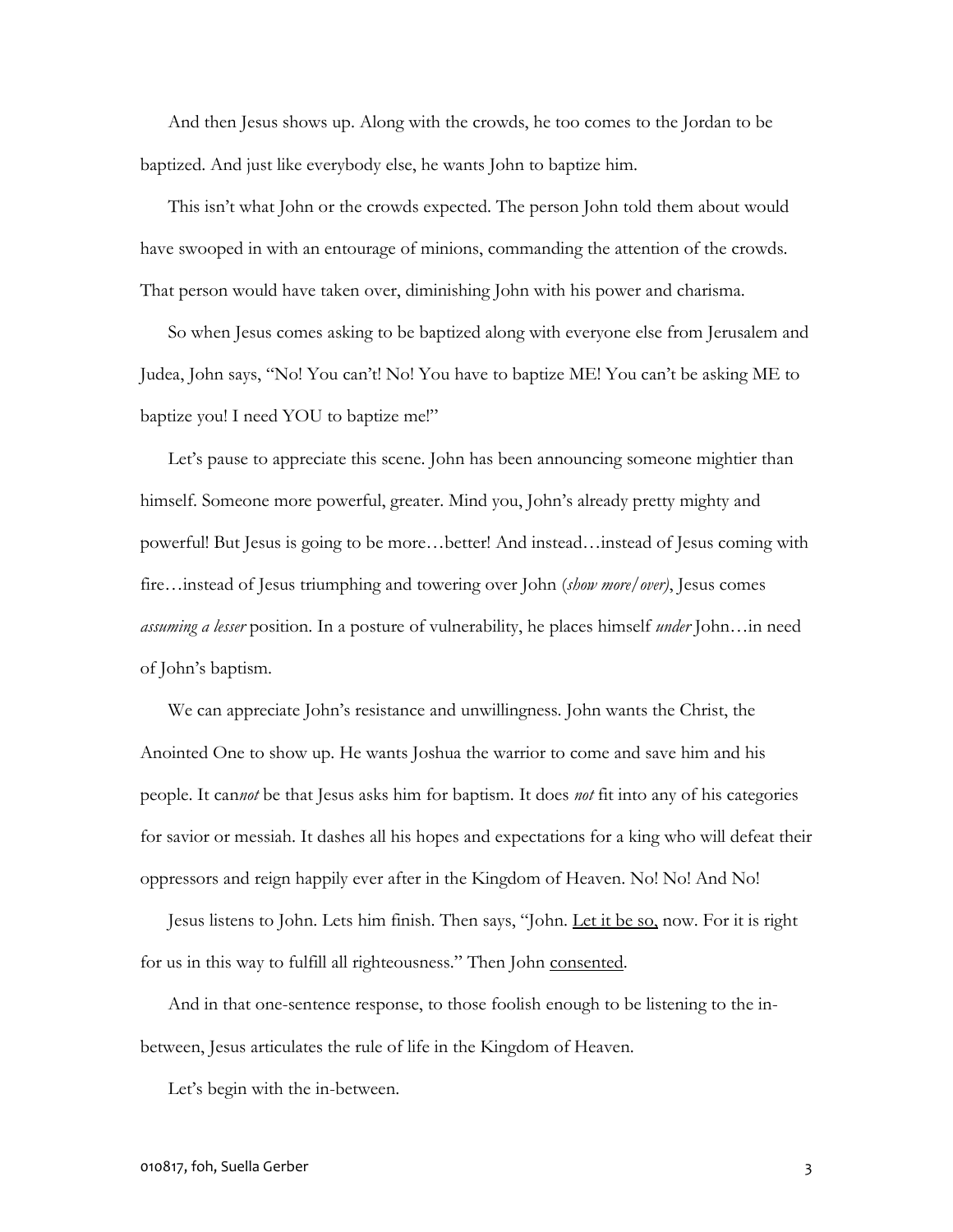And then Jesus shows up. Along with the crowds, he too comes to the Jordan to be baptized. And just like everybody else, he wants John to baptize him.

This isn't what John or the crowds expected. The person John told them about would have swooped in with an entourage of minions, commanding the attention of the crowds. That person would have taken over, diminishing John with his power and charisma.

So when Jesus comes asking to be baptized along with everyone else from Jerusalem and Judea, John says, "No! You can't! No! You have to baptize ME! You can't be asking ME to baptize you! I need YOU to baptize me!"

Let's pause to appreciate this scene. John has been announcing someone mightier than himself. Someone more powerful, greater. Mind you, John's already pretty mighty and powerful! But Jesus is going to be more…better! And instead…instead of Jesus coming with fire…instead of Jesus triumphing and towering over John (*show more/over)*, Jesus comes *assuming a lesser* position. In a posture of vulnerability, he places himself *under* John…in need of John's baptism.

We can appreciate John's resistance and unwillingness. John wants the Christ, the Anointed One to show up. He wants Joshua the warrior to come and save him and his people. It can*not* be that Jesus asks him for baptism. It does *not* fit into any of his categories for savior or messiah. It dashes all his hopes and expectations for a king who will defeat their oppressors and reign happily ever after in the Kingdom of Heaven. No! No! And No!

Jesus listens to John. Lets him finish. Then says, "John. <u>Let it be so,</u> now. For it is right for us in this way to fulfill all righteousness." Then John <u>consented</u>.

And in that one-sentence response, to those foolish enough to be listening to the in-between, Jesus articulates the rule of life in the Kingdom of Heaven.

Let's begin with the in-between.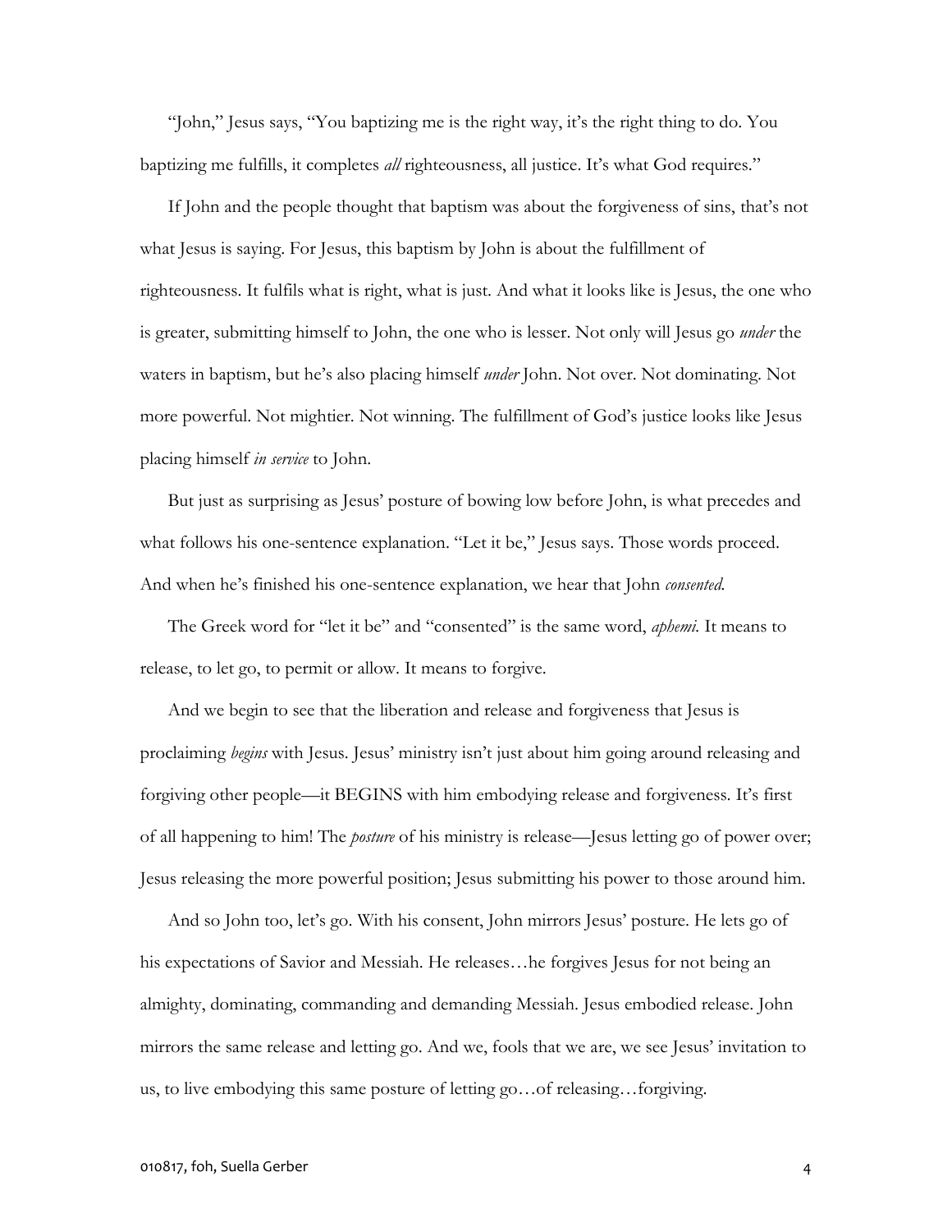"John," Jesus says, "You baptizing me is the right way, it's the right thing to do. You baptizing me fulfills, it completes *all* righteousness, all justice. It's what God requires."

If John and the people thought that baptism was about the forgiveness of sins, that's not what Jesus is saying. For Jesus, this baptism by John is about the fulfillment of righteousness. It fulfils what is right, what is just. And what it looks like is Jesus, the one who is greater, submitting himself to John, the one who is lesser. Not only will Jesus go *under* the waters in baptism, but he's also placing himself *under* John. Not over. Not dominating. Not more powerful. Not mightier. Not winning. The fulfillment of God's justice looks like Jesus placing himself *in service* to John.

But just as surprising as Jesus' posture of bowing low before John, is what precedes and what follows his one-sentence explanation. "Let it be," Jesus says. Those words proceed. And when he's finished his one-sentence explanation, we hear that John *consented.*

The Greek word for "let it be" and "consented" is the same word, *aphemi.* It means to release, to let go, to permit or allow. It means to forgive.

And we begin to see that the liberation and release and forgiveness that Jesus is proclaiming *begins* with Jesus. Jesus' ministry isn't just about him going around releasing and forgiving other people—it BEGINS with him embodying release and forgiveness. It's first of all happening to him! The *posture* of his ministry is release—Jesus letting go of power over; Jesus releasing the more powerful position; Jesus submitting his power to those around him.

And so John too, let's go. With his consent, John mirrors Jesus' posture. He lets go of his expectations of Savior and Messiah. He releases…he forgives Jesus for not being an almighty, dominating, commanding and demanding Messiah. Jesus embodied release. John mirrors the same release and letting go. And we, fools that we are, we see Jesus' invitation to us, to live embodying this same posture of letting go…of releasing…forgiving.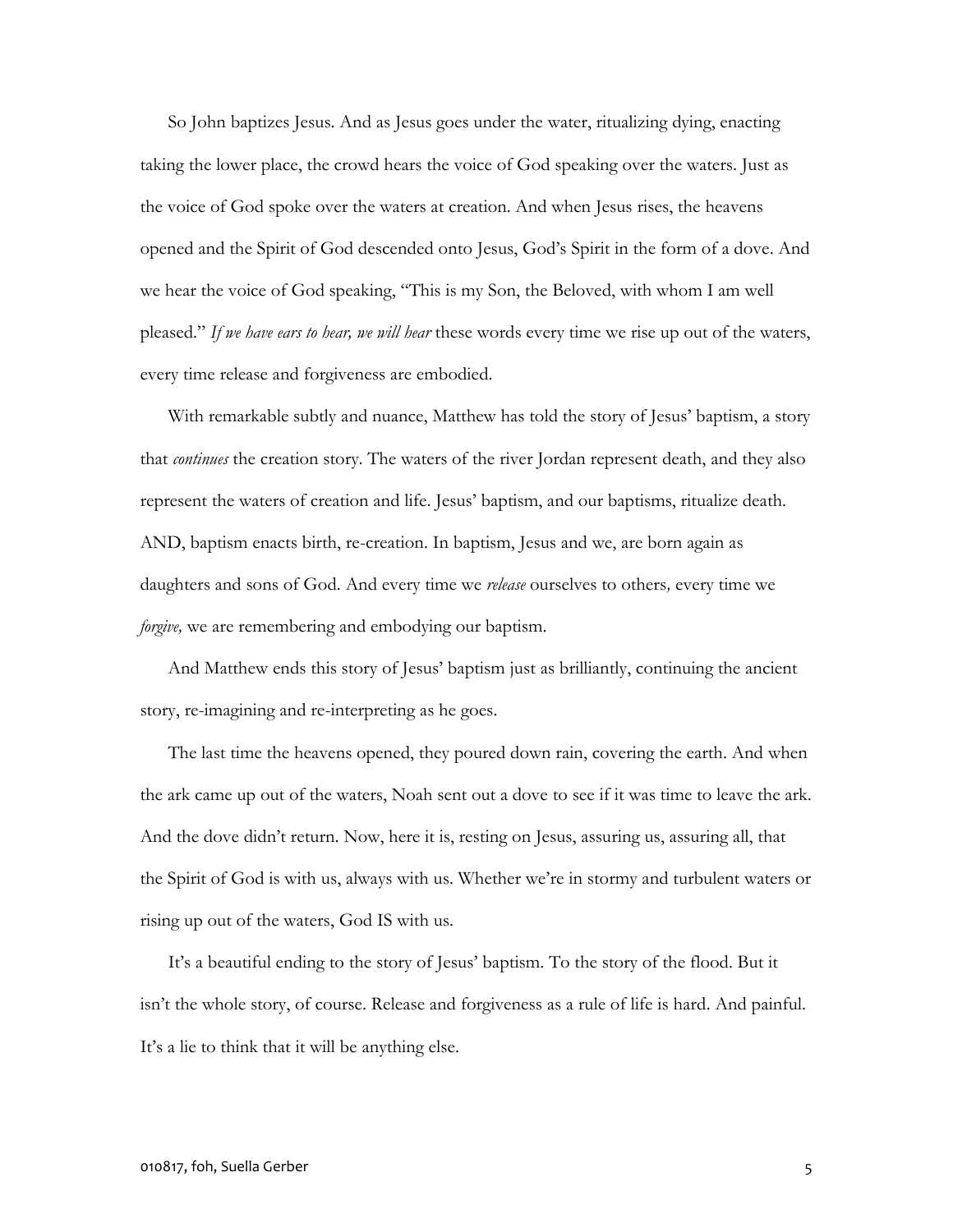So John baptizes Jesus. And as Jesus goes under the water, ritualizing dying, enacting taking the lower place, the crowd hears the voice of God speaking over the waters. Just as the voice of God spoke over the waters at creation. And when Jesus rises, the heavens opened and the Spirit of God descended onto Jesus, God's Spirit in the form of a dove. And we hear the voice of God speaking, "This is my Son, the Beloved, with whom I am well pleased." *If we have ears to hear, we will hear* these words every time we rise up out of the waters, every time release and forgiveness are embodied.

With remarkable subtly and nuance, Matthew has told the story of Jesus' baptism, a story that *continues* the creation story. The waters of the river Jordan represent death, and they also represent the waters of creation and life. Jesus' baptism, and our baptisms, ritualize death. AND, baptism enacts birth, re-creation. In baptism, Jesus and we, are born again as daughters and sons of God. And every time we *release* ourselves to others*,* every time we *forgive,* we are remembering and embodying our baptism.

And Matthew ends this story of Jesus' baptism just as brilliantly, continuing the ancient story, re-imagining and re-interpreting as he goes.

The last time the heavens opened, they poured down rain, covering the earth. And when the ark came up out of the waters, Noah sent out a dove to see if it was time to leave the ark. And the dove didn't return. Now, here it is, resting on Jesus, assuring us, assuring all, that the Spirit of God is with us, always with us. Whether we're in stormy and turbulent waters or rising up out of the waters, God IS with us.

It's a beautiful ending to the story of Jesus' baptism. To the story of the flood. But it isn't the whole story, of course. Release and forgiveness as a rule of life is hard. And painful. It's a lie to think that it will be anything else.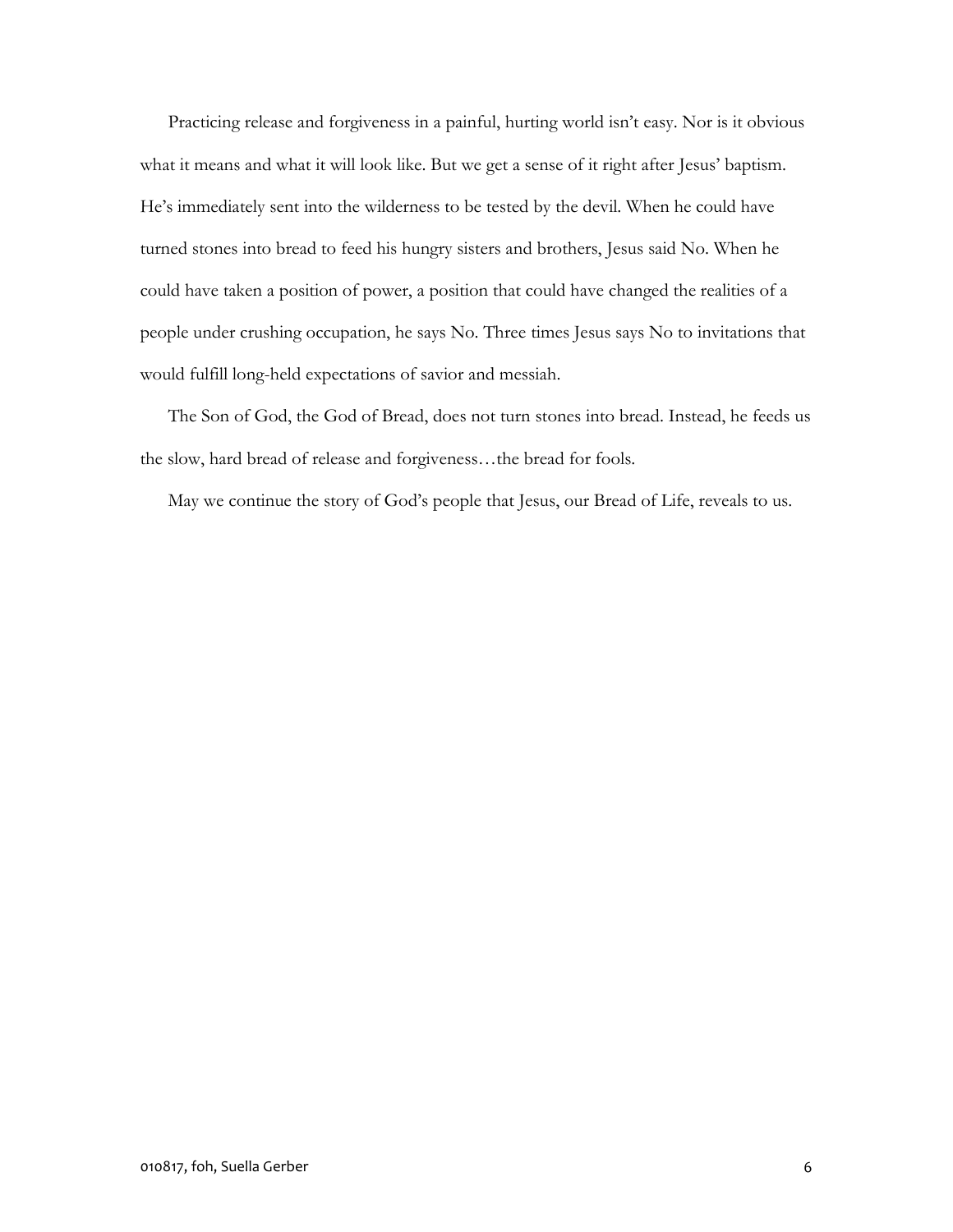Practicing release and forgiveness in a painful, hurting world isn't easy. Nor is it obvious what it means and what it will look like. But we get a sense of it right after Jesus' baptism. He's immediately sent into the wilderness to be tested by the devil. When he could have turned stones into bread to feed his hungry sisters and brothers, Jesus said No. When he could have taken a position of power, a position that could have changed the realities of a people under crushing occupation, he says No. Three times Jesus says No to invitations that would fulfill long-held expectations of savior and messiah.

The Son of God, the God of Bread, does not turn stones into bread. Instead, he feeds us the slow, hard bread of release and forgiveness…the bread for fools.

May we continue the story of God's people that Jesus, our Bread of Life, reveals to us.